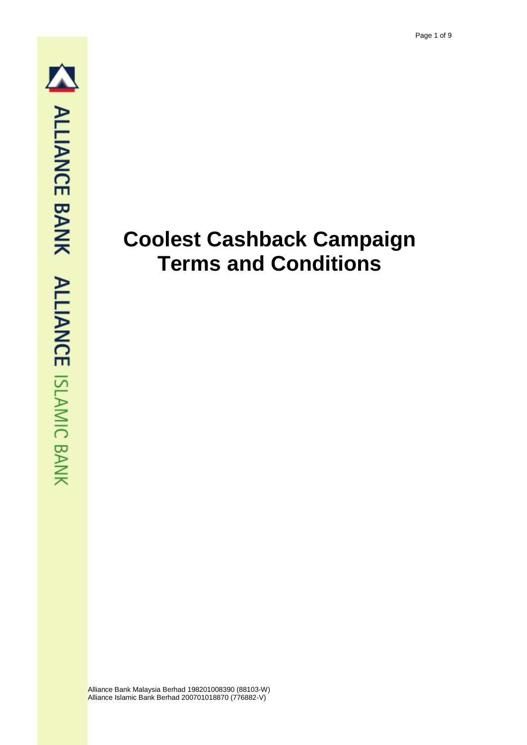# Coolest Cashback Campaign Terms and Conditions

Alliance Bank Malaysia Berhad 198201008390 (88103-W)
Alliance Islamic Bank Berhad 200701018870 (776882-V)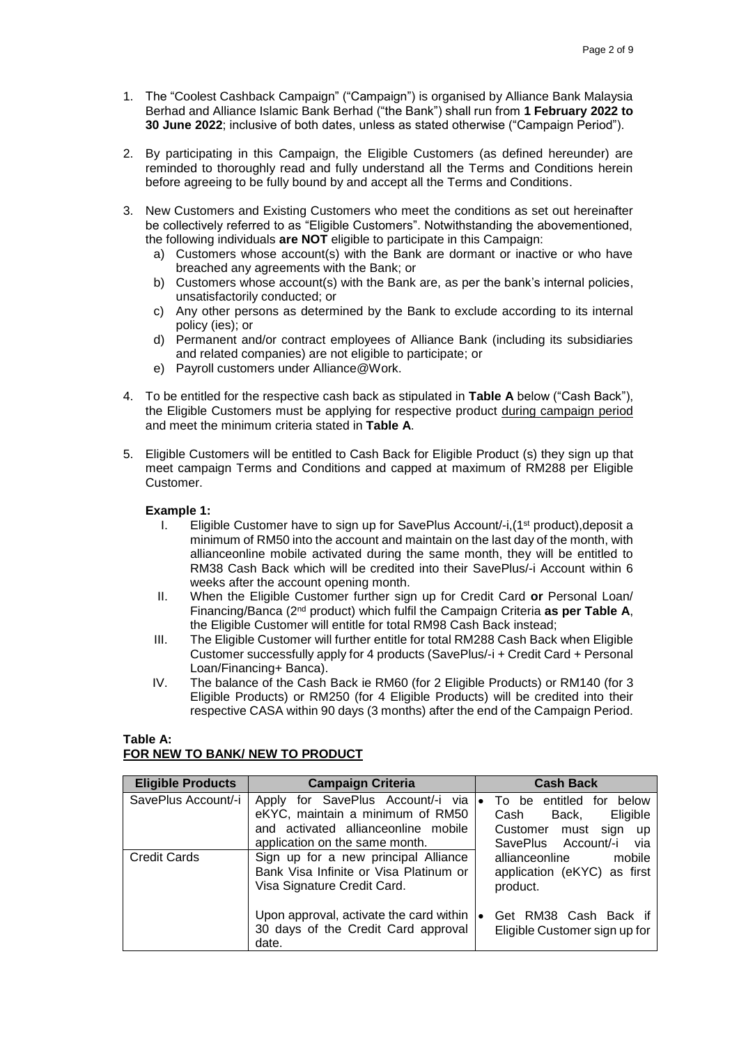1. The "Coolest Cashback Campaign" ("Campaign") is organised by Alliance Bank Malaysia Berhad and Alliance Islamic Bank Berhad ("the Bank") shall run from **1 February 2022 to 30 June 2022**; inclusive of both dates, unless as stated otherwise ("Campaign Period").

2. By participating in this Campaign, the Eligible Customers (as defined hereunder) are reminded to thoroughly read and fully understand all the Terms and Conditions herein before agreeing to be fully bound by and accept all the Terms and Conditions.

3. New Customers and Existing Customers who meet the conditions as set out hereinafter be collectively referred to as "Eligible Customers". Notwithstanding the abovementioned, the following individuals **are NOT** eligible to participate in this Campaign:
   a) Customers whose account(s) with the Bank are dormant or inactive or who have breached any agreements with the Bank; or
   b) Customers whose account(s) with the Bank are, as per the bank's internal policies, unsatisfactorily conducted; or
   c) Any other persons as determined by the Bank to exclude according to its internal policy (ies); or
   d) Permanent and/or contract employees of Alliance Bank (including its subsidiaries and related companies) are not eligible to participate; or
   e) Payroll customers under Alliance@Work.

4. To be entitled for the respective cash back as stipulated in **Table A** below ("Cash Back"), the Eligible Customers must be applying for respective product <u>during campaign period</u> and meet the minimum criteria stated in **Table A**.

5. Eligible Customers will be entitled to Cash Back for Eligible Product (s) they sign up that meet campaign Terms and Conditions and capped at maximum of RM288 per Eligible Customer.

   **Example 1:**

   I. Eligible Customer have to sign up for SavePlus Account/-i,(1st product),deposit a minimum of RM50 into the account and maintain on the last day of the month, with allianceonline mobile activated during the same month, they will be entitled to RM38 Cash Back which will be credited into their SavePlus/-i Account within 6 weeks after the account opening month.

   II. When the Eligible Customer further sign up for Credit Card **or** Personal Loan/ Financing/Banca (2nd product) which fulfil the Campaign Criteria **as per Table A**, the Eligible Customer will entitle for total RM98 Cash Back instead;

   III. The Eligible Customer will further entitle for total RM288 Cash Back when Eligible Customer successfully apply for 4 products (SavePlus/-i + Credit Card + Personal Loan/Financing+ Banca).

   IV. The balance of the Cash Back ie RM60 (for 2 Eligible Products) or RM140 (for 3 Eligible Products) or RM250 (for 4 Eligible Products) will be credited into their respective CASA within 90 days (3 months) after the end of the Campaign Period.

**Table A:**
**<u>FOR NEW TO BANK/ NEW TO PRODUCT</u>**

| Eligible Products | Campaign Criteria | Cash Back |
|---|---|---|
| SavePlus Account/-i | Apply for SavePlus Account/-i via eKYC, maintain a minimum of RM50 and activated allianceonline mobile application on the same month. | • To be entitled for below Cash Back, Eligible Customer must sign up SavePlus Account/-i via allianceonline mobile application (eKYC) as first product. |
| Credit Cards | Sign up for a new principal Alliance Bank Visa Infinite or Visa Platinum or Visa Signature Credit Card.<br><br>Upon approval, activate the card within 30 days of the Credit Card approval date. | • Get RM38 Cash Back if Eligible Customer sign up for |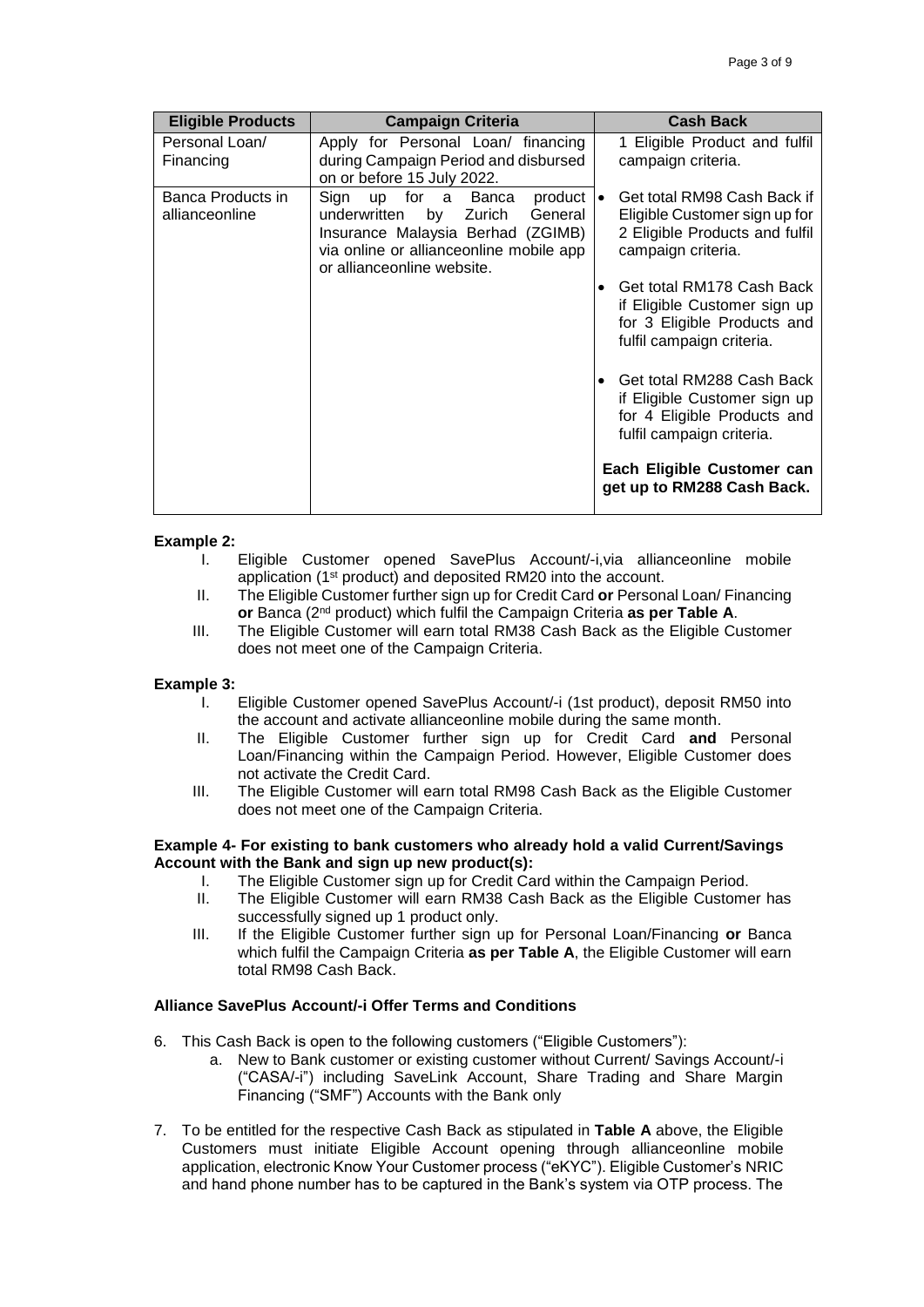| Eligible Products | Campaign Criteria | Cash Back |
|---|---|---|
| Personal Loan/ Financing | Apply for Personal Loan/ financing during Campaign Period and disbursed on or before 15 July 2022. | 1 Eligible Product and fulfil campaign criteria. |
| Banca Products in allianceonline | Sign up for a Banca product underwritten by Zurich General Insurance Malaysia Berhad (ZGIMB) via online or allianceonline mobile app or allianceonline website. | • Get total RM98 Cash Back if Eligible Customer sign up for 2 Eligible Products and fulfil campaign criteria.<br><br>• Get total RM178 Cash Back if Eligible Customer sign up for 3 Eligible Products and fulfil campaign criteria.<br><br>• Get total RM288 Cash Back if Eligible Customer sign up for 4 Eligible Products and fulfil campaign criteria.<br><br>**Each Eligible Customer can get up to RM288 Cash Back.** |

**Example 2:**

I. Eligible Customer opened SavePlus Account/-i,via allianceonline mobile application (1st product) and deposited RM20 into the account.

II. The Eligible Customer further sign up for Credit Card **or** Personal Loan/ Financing **or** Banca (2nd product) which fulfil the Campaign Criteria **as per Table A**.

III. The Eligible Customer will earn total RM38 Cash Back as the Eligible Customer does not meet one of the Campaign Criteria.

**Example 3:**

I. Eligible Customer opened SavePlus Account/-i (1st product), deposit RM50 into the account and activate allianceonline mobile during the same month.

II. The Eligible Customer further sign up for Credit Card **and** Personal Loan/Financing within the Campaign Period. However, Eligible Customer does not activate the Credit Card.

III. The Eligible Customer will earn total RM98 Cash Back as the Eligible Customer does not meet one of the Campaign Criteria.

**Example 4- For existing to bank customers who already hold a valid Current/Savings Account with the Bank and sign up new product(s):**

I. The Eligible Customer sign up for Credit Card within the Campaign Period.

II. The Eligible Customer will earn RM38 Cash Back as the Eligible Customer has successfully signed up 1 product only.

III. If the Eligible Customer further sign up for Personal Loan/Financing **or** Banca which fulfil the Campaign Criteria **as per Table A**, the Eligible Customer will earn total RM98 Cash Back.

**Alliance SavePlus Account/-i Offer Terms and Conditions**

6. This Cash Back is open to the following customers ("Eligible Customers"):
   a. New to Bank customer or existing customer without Current/ Savings Account/-i ("CASA/-i") including SaveLink Account, Share Trading and Share Margin Financing ("SMF") Accounts with the Bank only

7. To be entitled for the respective Cash Back as stipulated in **Table A** above, the Eligible Customers must initiate Eligible Account opening through allianceonline mobile application, electronic Know Your Customer process ("eKYC"). Eligible Customer's NRIC and hand phone number has to be captured in the Bank's system via OTP process. The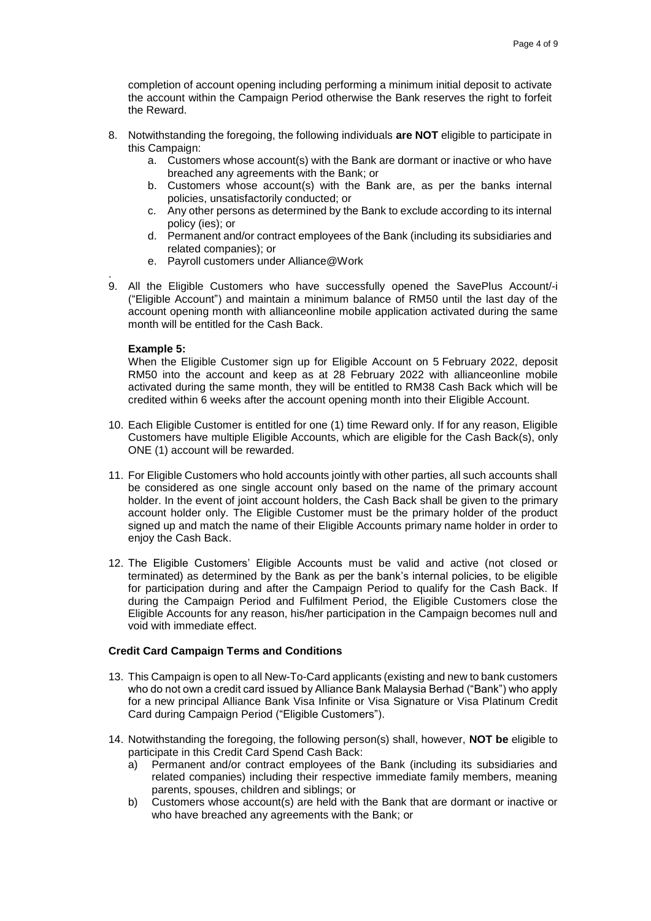completion of account opening including performing a minimum initial deposit to activate the account within the Campaign Period otherwise the Bank reserves the right to forfeit the Reward.

8. Notwithstanding the foregoing, the following individuals **are NOT** eligible to participate in this Campaign:
   a. Customers whose account(s) with the Bank are dormant or inactive or who have breached any agreements with the Bank; or
   b. Customers whose account(s) with the Bank are, as per the banks internal policies, unsatisfactorily conducted; or
   c. Any other persons as determined by the Bank to exclude according to its internal policy (ies); or
   d. Permanent and/or contract employees of the Bank (including its subsidiaries and related companies); or
   e. Payroll customers under Alliance@Work

.

9. All the Eligible Customers who have successfully opened the SavePlus Account/-i ("Eligible Account") and maintain a minimum balance of RM50 until the last day of the account opening month with allianceonline mobile application activated during the same month will be entitled for the Cash Back.

   **Example 5:**
   When the Eligible Customer sign up for Eligible Account on 5 February 2022, deposit RM50 into the account and keep as at 28 February 2022 with allianceonline mobile activated during the same month, they will be entitled to RM38 Cash Back which will be credited within 6 weeks after the account opening month into their Eligible Account.

10. Each Eligible Customer is entitled for one (1) time Reward only. If for any reason, Eligible Customers have multiple Eligible Accounts, which are eligible for the Cash Back(s), only ONE (1) account will be rewarded.

11. For Eligible Customers who hold accounts jointly with other parties, all such accounts shall be considered as one single account only based on the name of the primary account holder. In the event of joint account holders, the Cash Back shall be given to the primary account holder only. The Eligible Customer must be the primary holder of the product signed up and match the name of their Eligible Accounts primary name holder in order to enjoy the Cash Back.

12. The Eligible Customers' Eligible Accounts must be valid and active (not closed or terminated) as determined by the Bank as per the bank's internal policies, to be eligible for participation during and after the Campaign Period to qualify for the Cash Back. If during the Campaign Period and Fulfilment Period, the Eligible Customers close the Eligible Accounts for any reason, his/her participation in the Campaign becomes null and void with immediate effect.

**Credit Card Campaign Terms and Conditions**

13. This Campaign is open to all New-To-Card applicants (existing and new to bank customers who do not own a credit card issued by Alliance Bank Malaysia Berhad ("Bank") who apply for a new principal Alliance Bank Visa Infinite or Visa Signature or Visa Platinum Credit Card during Campaign Period ("Eligible Customers").

14. Notwithstanding the foregoing, the following person(s) shall, however, **NOT be** eligible to participate in this Credit Card Spend Cash Back:
    a) Permanent and/or contract employees of the Bank (including its subsidiaries and related companies) including their respective immediate family members, meaning parents, spouses, children and siblings; or
    b) Customers whose account(s) are held with the Bank that are dormant or inactive or who have breached any agreements with the Bank; or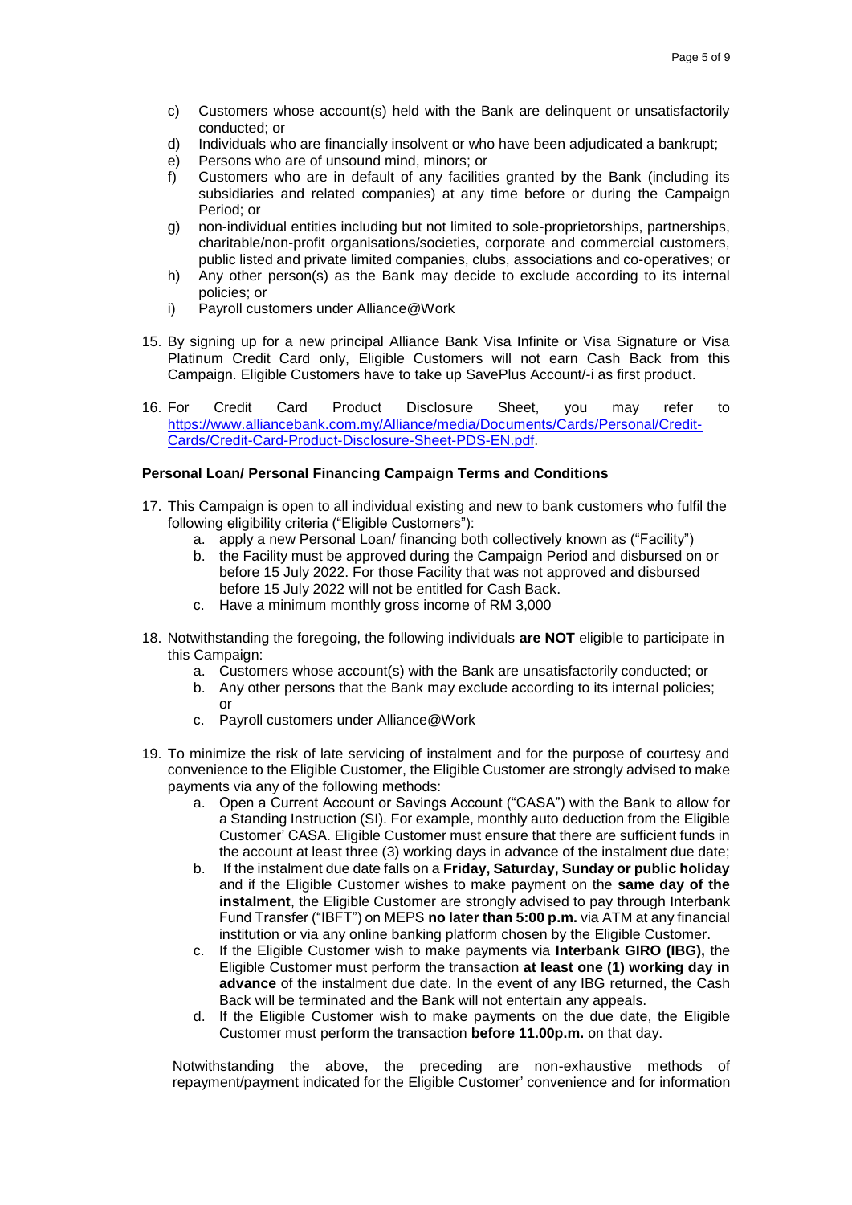c) Customers whose account(s) held with the Bank are delinquent or unsatisfactorily conducted; or
d) Individuals who are financially insolvent or who have been adjudicated a bankrupt;
e) Persons who are of unsound mind, minors; or
f) Customers who are in default of any facilities granted by the Bank (including its subsidiaries and related companies) at any time before or during the Campaign Period; or
g) non-individual entities including but not limited to sole-proprietorships, partnerships, charitable/non-profit organisations/societies, corporate and commercial customers, public listed and private limited companies, clubs, associations and co-operatives; or
h) Any other person(s) as the Bank may decide to exclude according to its internal policies; or
i) Payroll customers under Alliance@Work

15. By signing up for a new principal Alliance Bank Visa Infinite or Visa Signature or Visa Platinum Credit Card only, Eligible Customers will not earn Cash Back from this Campaign. Eligible Customers have to take up SavePlus Account/-i as first product.

16. For Credit Card Product Disclosure Sheet, you may refer to https://www.alliancebank.com.my/Alliance/media/Documents/Cards/Personal/Credit-Cards/Credit-Card-Product-Disclosure-Sheet-PDS-EN.pdf.

**Personal Loan/ Personal Financing Campaign Terms and Conditions**

17. This Campaign is open to all individual existing and new to bank customers who fulfil the following eligibility criteria ("Eligible Customers"):
    a. apply a new Personal Loan/ financing both collectively known as ("Facility")
    b. the Facility must be approved during the Campaign Period and disbursed on or before 15 July 2022. For those Facility that was not approved and disbursed before 15 July 2022 will not be entitled for Cash Back.
    c. Have a minimum monthly gross income of RM 3,000

18. Notwithstanding the foregoing, the following individuals **are NOT** eligible to participate in this Campaign:
    a. Customers whose account(s) with the Bank are unsatisfactorily conducted; or
    b. Any other persons that the Bank may exclude according to its internal policies; or
    c. Payroll customers under Alliance@Work

19. To minimize the risk of late servicing of instalment and for the purpose of courtesy and convenience to the Eligible Customer, the Eligible Customer are strongly advised to make payments via any of the following methods:
    a. Open a Current Account or Savings Account ("CASA") with the Bank to allow for a Standing Instruction (SI). For example, monthly auto deduction from the Eligible Customer' CASA. Eligible Customer must ensure that there are sufficient funds in the account at least three (3) working days in advance of the instalment due date;
    b. If the instalment due date falls on a **Friday, Saturday, Sunday or public holiday** and if the Eligible Customer wishes to make payment on the **same day of the instalment**, the Eligible Customer are strongly advised to pay through Interbank Fund Transfer ("IBFT") on MEPS **no later than 5:00 p.m.** via ATM at any financial institution or via any online banking platform chosen by the Eligible Customer.
    c. If the Eligible Customer wish to make payments via **Interbank GIRO (IBG),** the Eligible Customer must perform the transaction **at least one (1) working day in advance** of the instalment due date. In the event of any IBG returned, the Cash Back will be terminated and the Bank will not entertain any appeals.
    d. If the Eligible Customer wish to make payments on the due date, the Eligible Customer must perform the transaction **before 11.00p.m.** on that day.

Notwithstanding the above, the preceding are non-exhaustive methods of repayment/payment indicated for the Eligible Customer' convenience and for information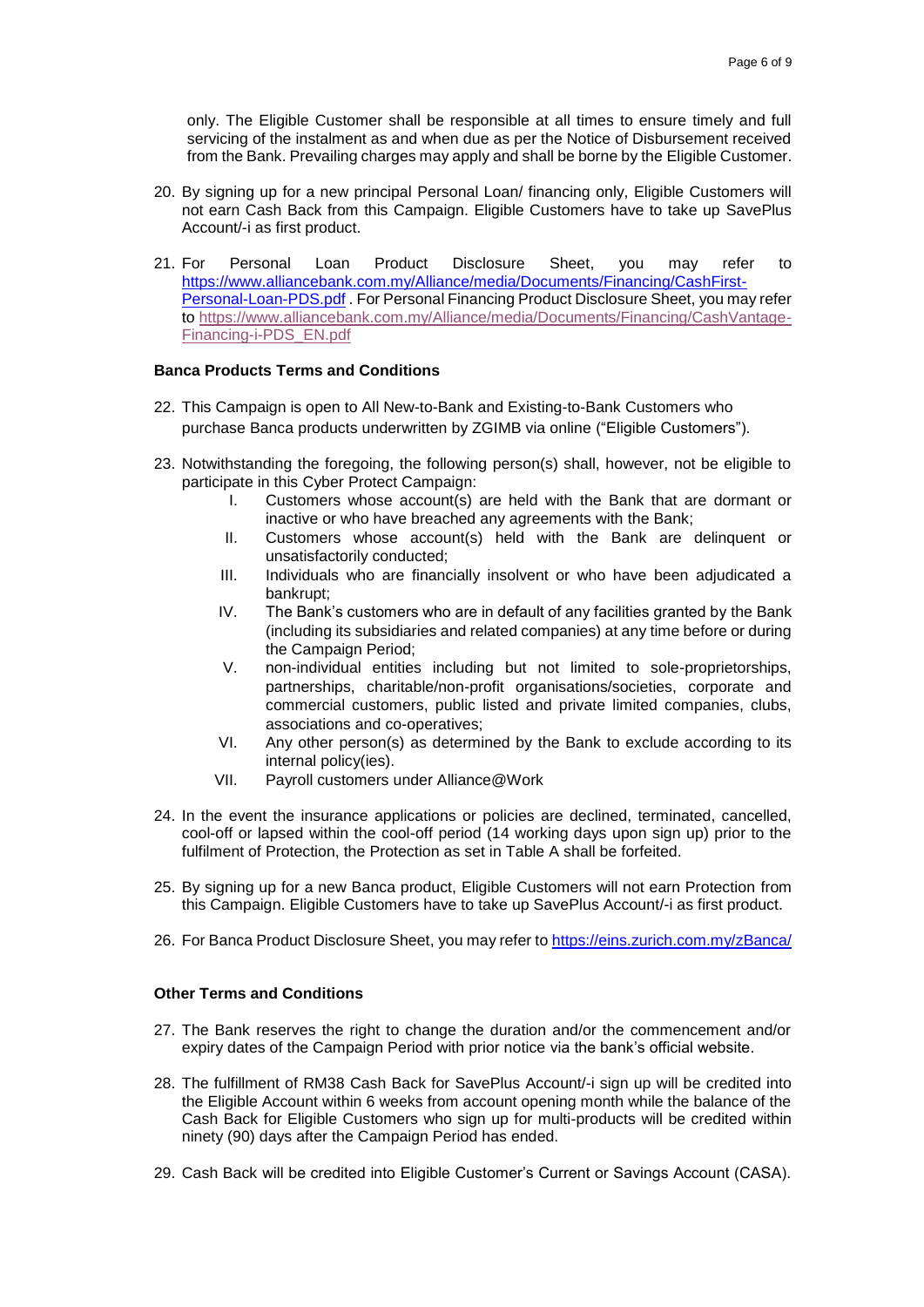only. The Eligible Customer shall be responsible at all times to ensure timely and full servicing of the instalment as and when due as per the Notice of Disbursement received from the Bank. Prevailing charges may apply and shall be borne by the Eligible Customer.

20. By signing up for a new principal Personal Loan/ financing only, Eligible Customers will not earn Cash Back from this Campaign. Eligible Customers have to take up SavePlus Account/-i as first product.

21. For Personal Loan Product Disclosure Sheet, you may refer to [https://www.alliancebank.com.my/Alliance/media/Documents/Financing/CashFirst-Personal-Loan-PDS.pdf](https://www.alliancebank.com.my/Alliance/media/Documents/Financing/CashFirst-Personal-Loan-PDS.pdf) . For Personal Financing Product Disclosure Sheet, you may refer to [https://www.alliancebank.com.my/Alliance/media/Documents/Financing/CashVantage-Financing-i-PDS_EN.pdf](https://www.alliancebank.com.my/Alliance/media/Documents/Financing/CashVantage-Financing-i-PDS_EN.pdf)

**Banca Products Terms and Conditions**

22. This Campaign is open to All New-to-Bank and Existing-to-Bank Customers who purchase Banca products underwritten by ZGIMB via online ("Eligible Customers").

23. Notwithstanding the foregoing, the following person(s) shall, however, not be eligible to participate in this Cyber Protect Campaign:
    I. Customers whose account(s) are held with the Bank that are dormant or inactive or who have breached any agreements with the Bank;
    II. Customers whose account(s) held with the Bank are delinquent or unsatisfactorily conducted;
    III. Individuals who are financially insolvent or who have been adjudicated a bankrupt;
    IV. The Bank's customers who are in default of any facilities granted by the Bank (including its subsidiaries and related companies) at any time before or during the Campaign Period;
    V. non-individual entities including but not limited to sole-proprietorships, partnerships, charitable/non-profit organisations/societies, corporate and commercial customers, public listed and private limited companies, clubs, associations and co-operatives;
    VI. Any other person(s) as determined by the Bank to exclude according to its internal policy(ies).
    VII. Payroll customers under Alliance@Work

24. In the event the insurance applications or policies are declined, terminated, cancelled, cool-off or lapsed within the cool-off period (14 working days upon sign up) prior to the fulfilment of Protection, the Protection as set in Table A shall be forfeited.

25. By signing up for a new Banca product, Eligible Customers will not earn Protection from this Campaign. Eligible Customers have to take up SavePlus Account/-i as first product.

26. For Banca Product Disclosure Sheet, you may refer to [https://eins.zurich.com.my/zBanca/](https://eins.zurich.com.my/zBanca/)

**Other Terms and Conditions**

27. The Bank reserves the right to change the duration and/or the commencement and/or expiry dates of the Campaign Period with prior notice via the bank's official website.

28. The fulfillment of RM38 Cash Back for SavePlus Account/-i sign up will be credited into the Eligible Account within 6 weeks from account opening month while the balance of the Cash Back for Eligible Customers who sign up for multi-products will be credited within ninety (90) days after the Campaign Period has ended.

29. Cash Back will be credited into Eligible Customer's Current or Savings Account (CASA).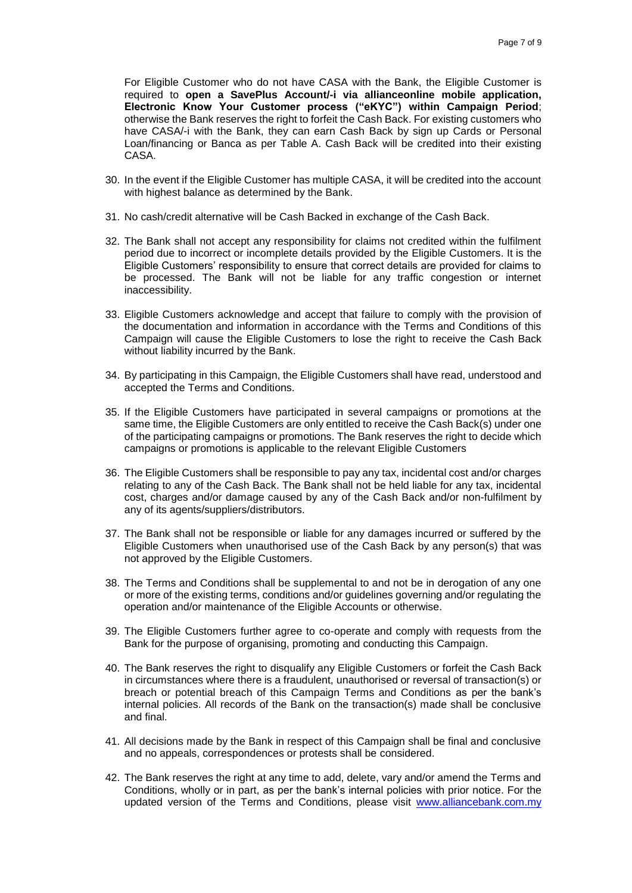For Eligible Customer who do not have CASA with the Bank, the Eligible Customer is required to **open a SavePlus Account/-i via allianceonline mobile application, Electronic Know Your Customer process ("eKYC") within Campaign Period**; otherwise the Bank reserves the right to forfeit the Cash Back. For existing customers who have CASA/-i with the Bank, they can earn Cash Back by sign up Cards or Personal Loan/financing or Banca as per Table A. Cash Back will be credited into their existing CASA.

30. In the event if the Eligible Customer has multiple CASA, it will be credited into the account with highest balance as determined by the Bank.

31. No cash/credit alternative will be Cash Backed in exchange of the Cash Back.

32. The Bank shall not accept any responsibility for claims not credited within the fulfilment period due to incorrect or incomplete details provided by the Eligible Customers. It is the Eligible Customers' responsibility to ensure that correct details are provided for claims to be processed. The Bank will not be liable for any traffic congestion or internet inaccessibility.

33. Eligible Customers acknowledge and accept that failure to comply with the provision of the documentation and information in accordance with the Terms and Conditions of this Campaign will cause the Eligible Customers to lose the right to receive the Cash Back without liability incurred by the Bank.

34. By participating in this Campaign, the Eligible Customers shall have read, understood and accepted the Terms and Conditions.

35. If the Eligible Customers have participated in several campaigns or promotions at the same time, the Eligible Customers are only entitled to receive the Cash Back(s) under one of the participating campaigns or promotions. The Bank reserves the right to decide which campaigns or promotions is applicable to the relevant Eligible Customers

36. The Eligible Customers shall be responsible to pay any tax, incidental cost and/or charges relating to any of the Cash Back. The Bank shall not be held liable for any tax, incidental cost, charges and/or damage caused by any of the Cash Back and/or non-fulfilment by any of its agents/suppliers/distributors.

37. The Bank shall not be responsible or liable for any damages incurred or suffered by the Eligible Customers when unauthorised use of the Cash Back by any person(s) that was not approved by the Eligible Customers.

38. The Terms and Conditions shall be supplemental to and not be in derogation of any one or more of the existing terms, conditions and/or guidelines governing and/or regulating the operation and/or maintenance of the Eligible Accounts or otherwise.

39. The Eligible Customers further agree to co-operate and comply with requests from the Bank for the purpose of organising, promoting and conducting this Campaign.

40. The Bank reserves the right to disqualify any Eligible Customers or forfeit the Cash Back in circumstances where there is a fraudulent, unauthorised or reversal of transaction(s) or breach or potential breach of this Campaign Terms and Conditions as per the bank's internal policies. All records of the Bank on the transaction(s) made shall be conclusive and final.

41. All decisions made by the Bank in respect of this Campaign shall be final and conclusive and no appeals, correspondences or protests shall be considered.

42. The Bank reserves the right at any time to add, delete, vary and/or amend the Terms and Conditions, wholly or in part, as per the bank's internal policies with prior notice. For the updated version of the Terms and Conditions, please visit [www.alliancebank.com.my](http://www.alliancebank.com.my)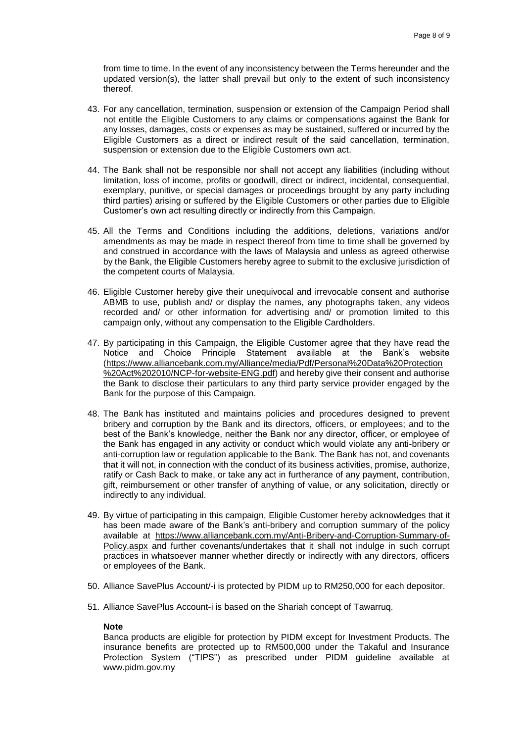from time to time. In the event of any inconsistency between the Terms hereunder and the updated version(s), the latter shall prevail but only to the extent of such inconsistency thereof.

43. For any cancellation, termination, suspension or extension of the Campaign Period shall not entitle the Eligible Customers to any claims or compensations against the Bank for any losses, damages, costs or expenses as may be sustained, suffered or incurred by the Eligible Customers as a direct or indirect result of the said cancellation, termination, suspension or extension due to the Eligible Customers own act.

44. The Bank shall not be responsible nor shall not accept any liabilities (including without limitation, loss of income, profits or goodwill, direct or indirect, incidental, consequential, exemplary, punitive, or special damages or proceedings brought by any party including third parties) arising or suffered by the Eligible Customers or other parties due to Eligible Customer's own act resulting directly or indirectly from this Campaign.

45. All the Terms and Conditions including the additions, deletions, variations and/or amendments as may be made in respect thereof from time to time shall be governed by and construed in accordance with the laws of Malaysia and unless as agreed otherwise by the Bank, the Eligible Customers hereby agree to submit to the exclusive jurisdiction of the competent courts of Malaysia.

46. Eligible Customer hereby give their unequivocal and irrevocable consent and authorise ABMB to use, publish and/ or display the names, any photographs taken, any videos recorded and/ or other information for advertising and/ or promotion limited to this campaign only, without any compensation to the Eligible Cardholders.

47. By participating in this Campaign, the Eligible Customer agree that they have read the Notice and Choice Principle Statement available at the Bank's website (https://www.alliancebank.com.my/Alliance/media/Pdf/Personal%20Data%20Protection%20Act%202010/NCP-for-website-ENG.pdf) and hereby give their consent and authorise the Bank to disclose their particulars to any third party service provider engaged by the Bank for the purpose of this Campaign.

48. The Bank has instituted and maintains policies and procedures designed to prevent bribery and corruption by the Bank and its directors, officers, or employees; and to the best of the Bank's knowledge, neither the Bank nor any director, officer, or employee of the Bank has engaged in any activity or conduct which would violate any anti-bribery or anti-corruption law or regulation applicable to the Bank. The Bank has not, and covenants that it will not, in connection with the conduct of its business activities, promise, authorize, ratify or Cash Back to make, or take any act in furtherance of any payment, contribution, gift, reimbursement or other transfer of anything of value, or any solicitation, directly or indirectly to any individual.

49. By virtue of participating in this campaign, Eligible Customer hereby acknowledges that it has been made aware of the Bank's anti-bribery and corruption summary of the policy available at https://www.alliancebank.com.my/Anti-Bribery-and-Corruption-Summary-of-Policy.aspx and further covenants/undertakes that it shall not indulge in such corrupt practices in whatsoever manner whether directly or indirectly with any directors, officers or employees of the Bank.

50. Alliance SavePlus Account/-i is protected by PIDM up to RM250,000 for each depositor.

51. Alliance SavePlus Account-i is based on the Shariah concept of Tawarruq.

**Note**

Banca products are eligible for protection by PIDM except for Investment Products. The insurance benefits are protected up to RM500,000 under the Takaful and Insurance Protection System ("TIPS") as prescribed under PIDM guideline available at www.pidm.gov.my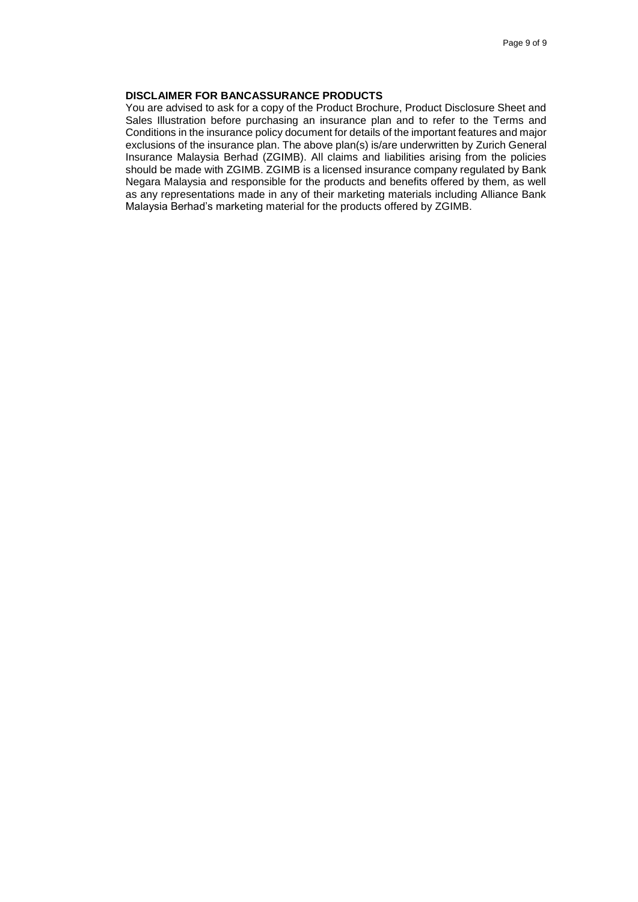**DISCLAIMER FOR BANCASSURANCE PRODUCTS**

You are advised to ask for a copy of the Product Brochure, Product Disclosure Sheet and Sales Illustration before purchasing an insurance plan and to refer to the Terms and Conditions in the insurance policy document for details of the important features and major exclusions of the insurance plan. The above plan(s) is/are underwritten by Zurich General Insurance Malaysia Berhad (ZGIMB). All claims and liabilities arising from the policies should be made with ZGIMB. ZGIMB is a licensed insurance company regulated by Bank Negara Malaysia and responsible for the products and benefits offered by them, as well as any representations made in any of their marketing materials including Alliance Bank Malaysia Berhad's marketing material for the products offered by ZGIMB.